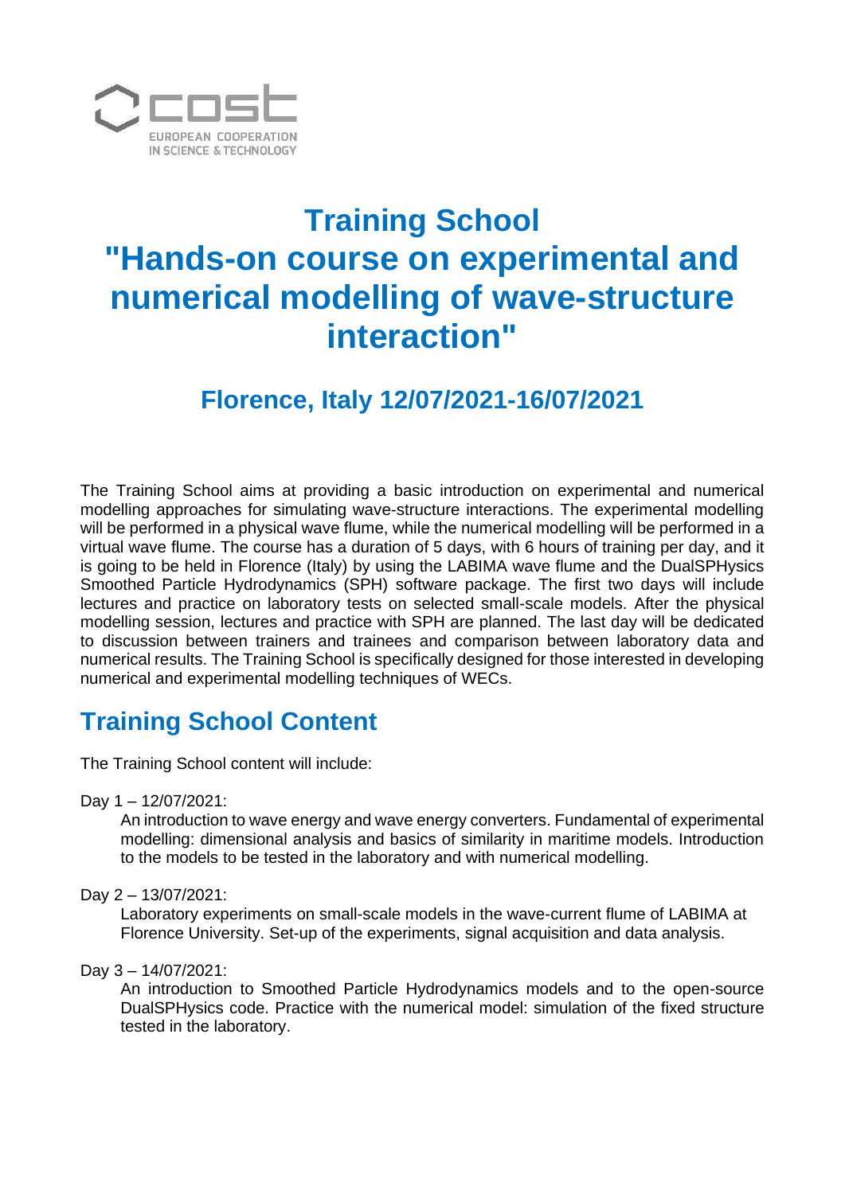# Training School "Hands-on course on experimental and numerical modelling of wave-structure interaction"

## Florence, Italy 12/07/2021-16/07/2021

The Training School aims at providing a basic introduction on experimental and numerical modelling approaches for simulating wave-structure interactions. The experimental modelling will be performed in a physical wave flume, while the numerical modelling will be performed in a virtual wave flume. The course has a duration of 5 days, with 6 hours of training per day, and it is going to be held in Florence (Italy) by using the LABIMA wave flume and the DualSPHysics Smoothed Particle Hydrodynamics (SPH) software package. The first two days will include lectures and practice on laboratory tests on selected small-scale models. After the physical modelling session, lectures and practice with SPH are planned. The last day will be dedicated to discussion between trainers and trainees and comparison between laboratory data and numerical results. The Training School is specifically designed for those interested in developing numerical and experimental modelling techniques of WECs.

## Training School Content

The Training School content will include:

Day 1 – 12/07/2021:

An introduction to wave energy and wave energy converters. Fundamental of experimental modelling: dimensional analysis and basics of similarity in maritime models. Introduction to the models to be tested in the laboratory and with numerical modelling.

Day 2 – 13/07/2021:

Laboratory experiments on small-scale models in the wave-current flume of LABIMA at Florence University. Set-up of the experiments, signal acquisition and data analysis.

Day 3 – 14/07/2021:

An introduction to Smoothed Particle Hydrodynamics models and to the open-source DualSPHysics code. Practice with the numerical model: simulation of the fixed structure tested in the laboratory.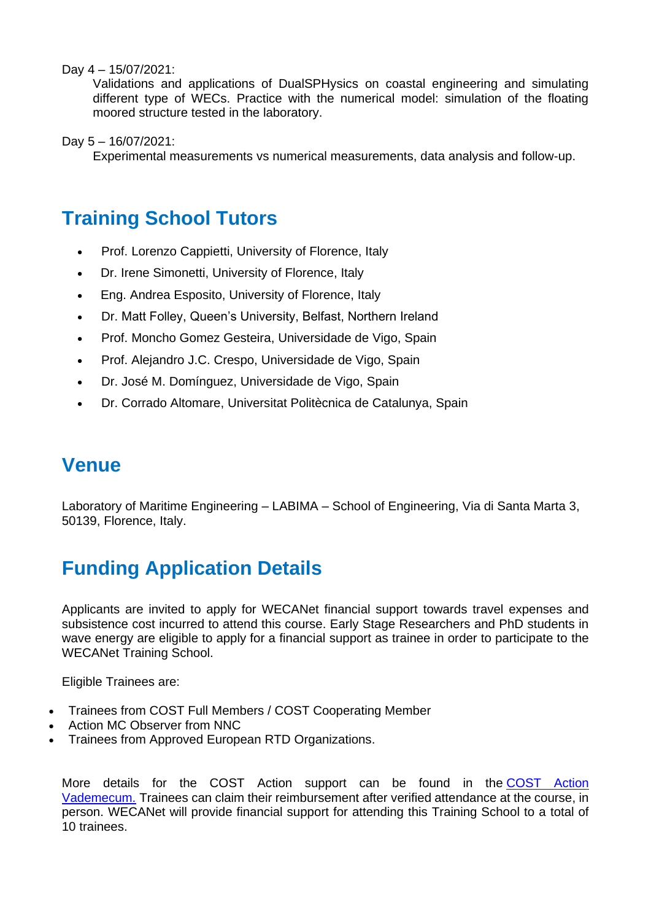Day 4 – 15/07/2021:

Validations and applications of DualSPHysics on coastal engineering and simulating different type of WECs. Practice with the numerical model: simulation of the floating moored structure tested in the laboratory.

Day 5 – 16/07/2021:

Experimental measurements vs numerical measurements, data analysis and follow-up.

## Training School Tutors

- Prof. Lorenzo Cappietti, University of Florence, Italy
- Dr. Irene Simonetti, University of Florence, Italy
- Eng. Andrea Esposito, University of Florence, Italy
- Dr. Matt Folley, Queen's University, Belfast, Northern Ireland
- Prof. Moncho Gomez Gesteira, Universidade de Vigo, Spain
- Prof. Alejandro J.C. Crespo, Universidade de Vigo, Spain
- Dr. José M. Domínguez, Universidade de Vigo, Spain
- Dr. Corrado Altomare, Universitat Politècnica de Catalunya, Spain

## Venue

Laboratory of Maritime Engineering – LABIMA – School of Engineering, Via di Santa Marta 3, 50139, Florence, Italy.

## Funding Application Details

Applicants are invited to apply for WECANet financial support towards travel expenses and subsistence cost incurred to attend this course. Early Stage Researchers and PhD students in wave energy are eligible to apply for a financial support as trainee in order to participate to the WECANet Training School.

Eligible Trainees are:

- Trainees from COST Full Members / COST Cooperating Member
- Action MC Observer from NNC
- Trainees from Approved European RTD Organizations.

More details for the COST Action support can be found in the COST Action Vademecum. Trainees can claim their reimbursement after verified attendance at the course, in person. WECANet will provide financial support for attending this Training School to a total of 10 trainees.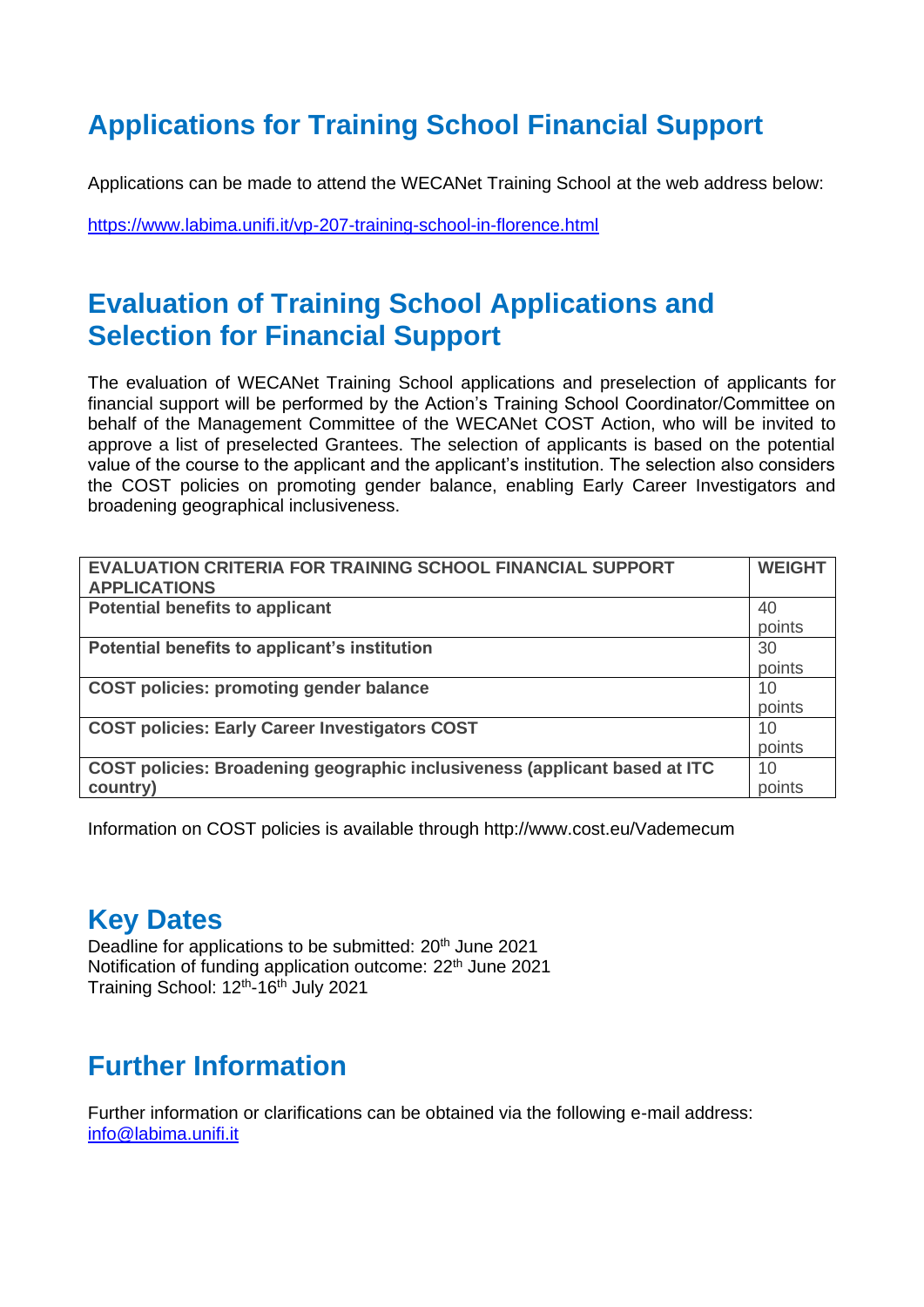## Applications for Training School Financial Support

Applications can be made to attend the WECANet Training School at the web address below:

https://www.labima.unifi.it/vp-207-training-school-in-florence.html

## Evaluation of Training School Applications and Selection for Financial Support

The evaluation of WECANet Training School applications and preselection of applicants for financial support will be performed by the Action's Training School Coordinator/Committee on behalf of the Management Committee of the WECANet COST Action, who will be invited to approve a list of preselected Grantees. The selection of applicants is based on the potential value of the course to the applicant and the applicant's institution. The selection also considers the COST policies on promoting gender balance, enabling Early Career Investigators and broadening geographical inclusiveness.

| EVALUATION CRITERIA FOR TRAINING SCHOOL FINANCIAL SUPPORT APPLICATIONS | WEIGHT |
|---|---|
| **Potential benefits to applicant** | 40 points |
| **Potential benefits to applicant's institution** | 30 points |
| **COST policies: promoting gender balance** | 10 points |
| **COST policies: Early Career Investigators COST** | 10 points |
| **COST policies: Broadening geographic inclusiveness (applicant based at ITC country)** | 10 points |

Information on COST policies is available through http://www.cost.eu/Vademecum

## Key Dates

Deadline for applications to be submitted: 20th June 2021
Notification of funding application outcome: 22nd June 2021
Training School: 12th-16th July 2021

## Further Information

Further information or clarifications can be obtained via the following e-mail address:
info@labima.unifi.it